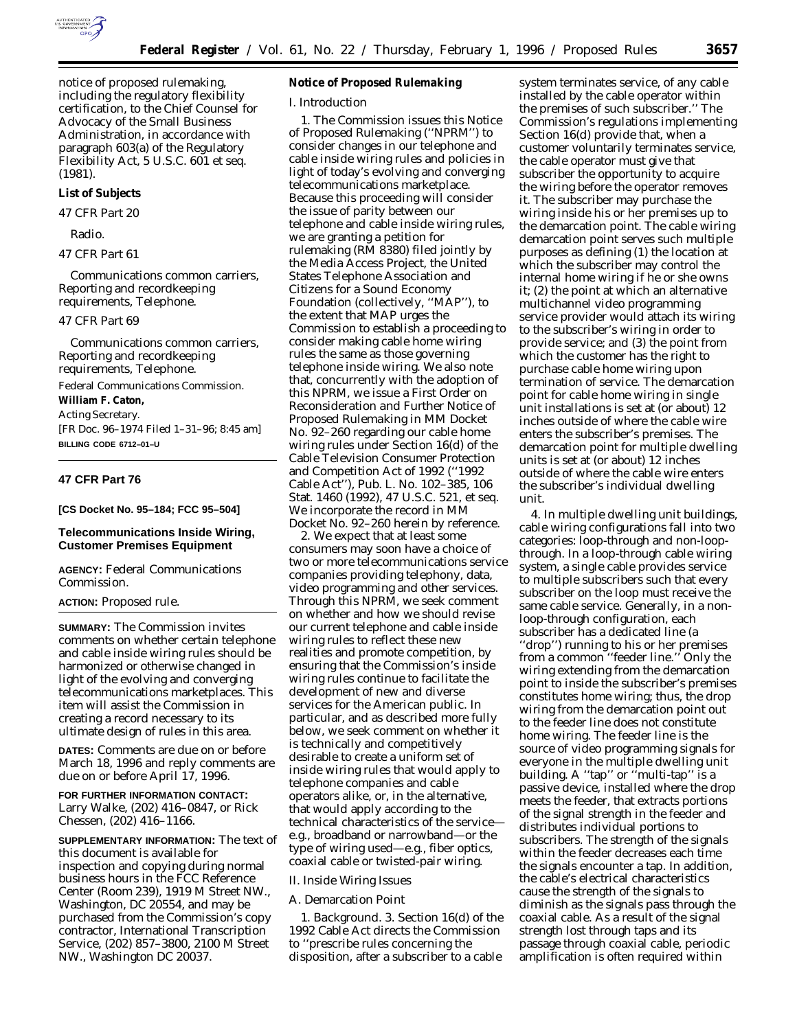notice of proposed rulemaking, including the regulatory flexibility certification, to the Chief Counsel for Advocacy of the Small Business Administration, in accordance with paragraph 603(a) of the Regulatory Flexibility Act, 5 U.S.C. 601 et seq. (1981).

**List of Subjects**

47 CFR Part 20

Radio.

47 CFR Part 61

Communications common carriers, Reporting and recordkeeping requirements, Telephone.

47 CFR Part 69

Communications common carriers, Reporting and recordkeeping requirements, Telephone.

Federal Communications Commission.

**William F. Caton,**

*Acting Secretary.*

[FR Doc. 96–1974 Filed 1–31–96; 8:45 am]

**BILLING CODE 6712–01–U**

**47 CFR Part 76**

**[CS Docket No. 95–184; FCC 95–504]**

**Telecommunications Inside Wiring, Customer Premises Equipment**

**AGENCY:** Federal Communications Commission.

**ACTION:** Proposed rule.

**SUMMARY:** The Commission invites comments on whether certain telephone and cable inside wiring rules should be harmonized or otherwise changed in light of the evolving and converging telecommunications marketplaces. This item will assist the Commission in creating a record necessary to its ultimate design of rules in this area.

**DATES:** Comments are due on or before March 18, 1996 and reply comments are due on or before April 17, 1996.

**FOR FURTHER INFORMATION CONTACT:** Larry Walke, (202) 416–0847, or Rick Chessen, (202) 416–1166.

**SUPPLEMENTARY INFORMATION:** The text of this document is available for inspection and copying during normal business hours in the FCC Reference Center (Room 239), 1919 M Street NW., Washington, DC 20554, and may be purchased from the Commission's copy contractor, International Transcription Service, (202) 857–3800, 2100 M Street NW., Washington DC 20037.

**Notice of Proposed Rulemaking**

I. Introduction

1. The Commission issues this Notice of Proposed Rulemaking (''NPRM'') to consider changes in our telephone and cable inside wiring rules and policies in light of today's evolving and converging telecommunications marketplace. Because this proceeding will consider the issue of parity between our telephone and cable inside wiring rules, we are granting a petition for rulemaking (RM 8380) filed jointly by the Media Access Project, the United States Telephone Association and Citizens for a Sound Economy Foundation (collectively, ''MAP''), to the extent that MAP urges the Commission to establish a proceeding to consider making cable home wiring rules the same as those governing telephone inside wiring. We also note that, concurrently with the adoption of this NPRM, we issue a First Order on Reconsideration and Further Notice of Proposed Rulemaking in MM Docket No. 92–260 regarding our cable home wiring rules under Section 16(d) of the Cable Television Consumer Protection and Competition Act of 1992 (''1992 Cable Act''), Pub. L. No. 102–385, 106 Stat. 1460 (1992), 47 U.S.C. 521, et seq. We incorporate the record in MM Docket No. 92–260 herein by reference.

2. We expect that at least some consumers may soon have a choice of two or more telecommunications service companies providing telephony, data, video programming and other services. Through this NPRM, we seek comment on whether and how we should revise our current telephone and cable inside wiring rules to reflect these new realities and promote competition, by ensuring that the Commission's inside wiring rules continue to facilitate the development of new and diverse services for the American public. In particular, and as described more fully below, we seek comment on whether it is technically and competitively desirable to create a uniform set of inside wiring rules that would apply to telephone companies and cable operators alike, or, in the alternative, that would apply according to the technical characteristics of the service—e.g., broadband or narrowband—or the type of wiring used—e.g., fiber optics, coaxial cable or twisted-pair wiring.

II. Inside Wiring Issues

A. Demarcation Point

1. Background. 3. Section 16(d) of the 1992 Cable Act directs the Commission to ''prescribe rules concerning the disposition, after a subscriber to a cable system terminates service, of any cable installed by the cable operator within the premises of such subscriber.'' The Commission's regulations implementing Section 16(d) provide that, when a customer voluntarily terminates service, the cable operator must give that subscriber the opportunity to acquire the wiring before the operator removes it. The subscriber may purchase the wiring inside his or her premises up to the demarcation point. The cable wiring demarcation point serves such multiple purposes as defining (1) the location at which the subscriber may control the internal home wiring if he or she owns it; (2) the point at which an alternative multichannel video programming service provider would attach its wiring to the subscriber's wiring in order to provide service; and (3) the point from which the customer has the right to purchase cable home wiring upon termination of service. The demarcation point for cable home wiring in single unit installations is set at (or about) 12 inches outside of where the cable wire enters the subscriber's premises. The demarcation point for multiple dwelling units is set at (or about) 12 inches outside of where the cable wire enters the subscriber's individual dwelling unit.

4. In multiple dwelling unit buildings, cable wiring configurations fall into two categories: loop-through and non-loop-through. In a loop-through cable wiring system, a single cable provides service to multiple subscribers such that every subscriber on the loop must receive the same cable service. Generally, in a non-loop-through configuration, each subscriber has a dedicated line (a ''drop'') running to his or her premises from a common ''feeder line.'' Only the wiring extending from the demarcation point to inside the subscriber's premises constitutes home wiring; thus, the drop wiring from the demarcation point out to the feeder line does not constitute home wiring. The feeder line is the source of video programming signals for everyone in the multiple dwelling unit building. A ''tap'' or ''multi-tap'' is a passive device, installed where the drop meets the feeder, that extracts portions of the signal strength in the feeder and distributes individual portions to subscribers. The strength of the signals within the feeder decreases each time the signals encounter a tap. In addition, the cable's electrical characteristics cause the strength of the signals to diminish as the signals pass through the coaxial cable. As a result of the signal strength lost through taps and its passage through coaxial cable, periodic amplification is often required within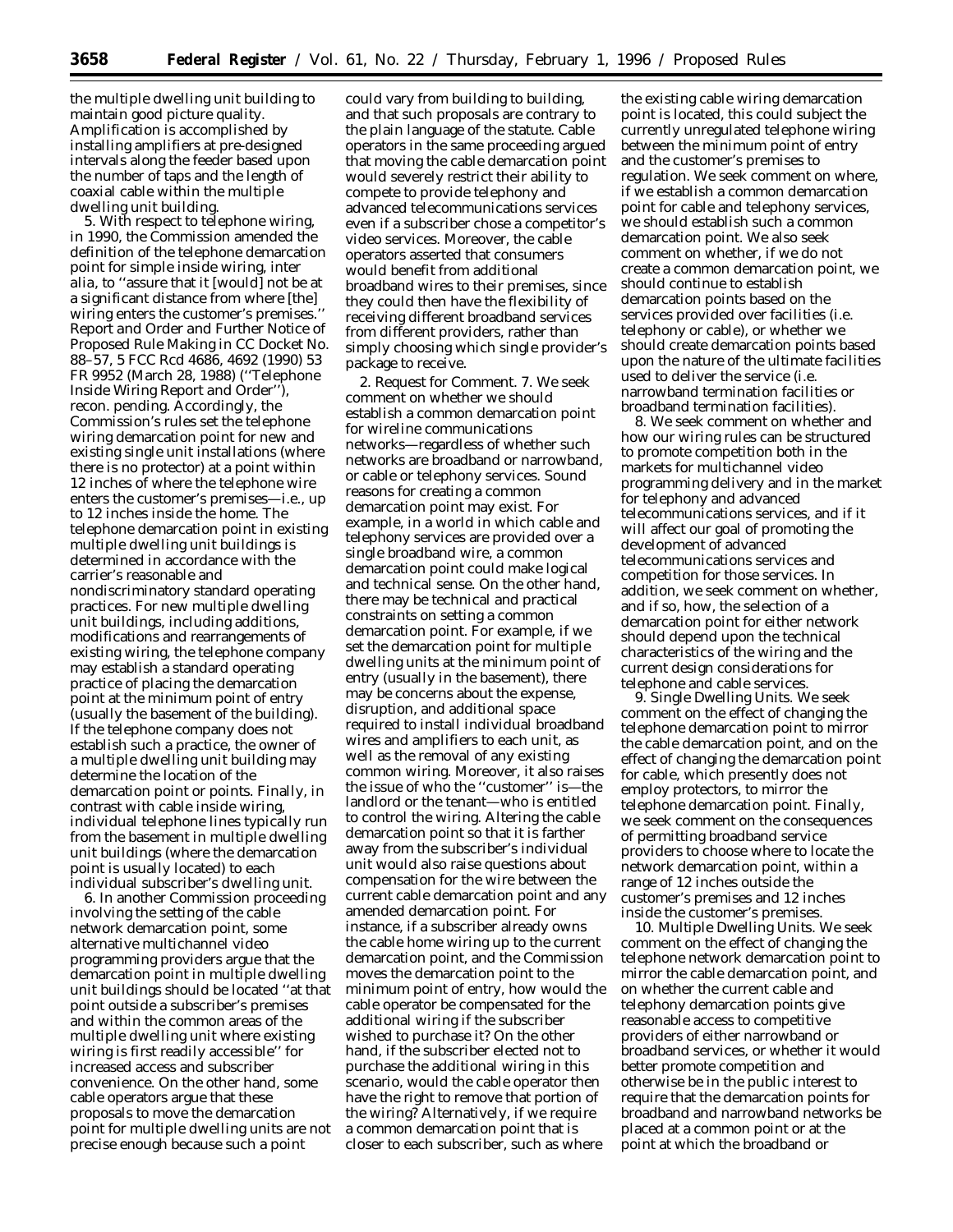the multiple dwelling unit building to maintain good picture quality. Amplification is accomplished by installing amplifiers at pre-designed intervals along the feeder based upon the number of taps and the length of coaxial cable within the multiple dwelling unit building.

5. With respect to telephone wiring, in 1990, the Commission amended the definition of the telephone demarcation point for simple inside wiring, *inter alia,* to ''assure that it [would] not be at a significant distance from where [the] wiring enters the customer's premises.'' Report and Order and Further Notice of Proposed Rule Making in CC Docket No. 88–57, 5 FCC Rcd 4686, 4692 (1990) 53 FR 9952 (March 28, 1988) (''Telephone Inside Wiring Report and Order''), recon. pending. Accordingly, the Commission's rules set the telephone wiring demarcation point for new and existing single unit installations (where there is no protector) at a point within 12 inches of where the telephone wire enters the customer's premises—i.e., up to 12 inches inside the home. The telephone demarcation point in existing multiple dwelling unit buildings is determined in accordance with the carrier's reasonable and nondiscriminatory standard operating practices. For new multiple dwelling unit buildings, including additions, modifications and rearrangements of existing wiring, the telephone company may establish a standard operating practice of placing the demarcation point at the minimum point of entry (usually the basement of the building). If the telephone company does not establish such a practice, the owner of a multiple dwelling unit building may determine the location of the demarcation point or points. Finally, in contrast with cable inside wiring, individual telephone lines typically run from the basement in multiple dwelling unit buildings (where the demarcation point is usually located) to each individual subscriber's dwelling unit.

6. In another Commission proceeding involving the setting of the cable network demarcation point, some alternative multichannel video programming providers argue that the demarcation point in multiple dwelling unit buildings should be located ''at that point outside a subscriber's premises and within the common areas of the multiple dwelling unit where existing wiring is first readily accessible'' for increased access and subscriber convenience. On the other hand, some cable operators argue that these proposals to move the demarcation point for multiple dwelling units are not precise enough because such a point could vary from building to building, and that such proposals are contrary to the plain language of the statute. Cable operators in the same proceeding argued that moving the cable demarcation point would severely restrict their ability to compete to provide telephony and advanced telecommunications services even if a subscriber chose a competitor's video services. Moreover, the cable operators asserted that consumers would benefit from additional broadband wires to their premises, since they could then have the flexibility of receiving different broadband services from different providers, rather than simply choosing which single provider's package to receive.

2. *Request for Comment.* 7. We seek comment on whether we should establish a common demarcation point for wireline communications networks—regardless of whether such networks are broadband or narrowband, or cable or telephony services. Sound reasons for creating a common demarcation point may exist. For example, in a world in which cable and telephony services are provided over a single broadband wire, a common demarcation point could make logical and technical sense. On the other hand, there may be technical and practical constraints on setting a common demarcation point. For example, if we set the demarcation point for multiple dwelling units at the minimum point of entry (usually in the basement), there may be concerns about the expense, disruption, and additional space required to install individual broadband wires and amplifiers to each unit, as well as the removal of any existing common wiring. Moreover, it also raises the issue of who the ''customer'' is—the landlord or the tenant—who is entitled to control the wiring. Altering the cable demarcation point so that it is farther away from the subscriber's individual unit would also raise questions about compensation for the wire between the current cable demarcation point and any amended demarcation point. For instance, if a subscriber already owns the cable home wiring up to the current demarcation point, and the Commission moves the demarcation point to the minimum point of entry, how would the cable operator be compensated for the additional wiring if the subscriber wished to purchase it? On the other hand, if the subscriber elected not to purchase the additional wiring in this scenario, would the cable operator then have the right to remove that portion of the wiring? Alternatively, if we require a common demarcation point that is closer to each subscriber, such as where the existing cable wiring demarcation point is located, this could subject the currently unregulated telephone wiring between the minimum point of entry and the customer's premises to regulation. We seek comment on where, if we establish a common demarcation point for cable and telephony services, we should establish such a common demarcation point. We also seek comment on whether, if we do not create a common demarcation point, we should continue to establish demarcation points based on the services provided over facilities (i.e. telephony or cable), or whether we should create demarcation points based upon the nature of the ultimate facilities used to deliver the service (i.e. narrowband termination facilities or broadband termination facilities).

8. We seek comment on whether and how our wiring rules can be structured to promote competition both in the markets for multichannel video programming delivery and in the market for telephony and advanced telecommunications services, and if it will affect our goal of promoting the development of advanced telecommunications services and competition for those services. In addition, we seek comment on whether, and if so, how, the selection of a demarcation point for either network should depend upon the technical characteristics of the wiring and the current design considerations for telephone and cable services.

9. *Single Dwelling Units.* We seek comment on the effect of changing the telephone demarcation point to mirror the cable demarcation point, and on the effect of changing the demarcation point for cable, which presently does not employ protectors, to mirror the telephone demarcation point. Finally, we seek comment on the consequences of permitting broadband service providers to choose where to locate the network demarcation point, within a range of 12 inches outside the customer's premises and 12 inches inside the customer's premises.

10. *Multiple Dwelling Units.* We seek comment on the effect of changing the telephone network demarcation point to mirror the cable demarcation point, and on whether the current cable and telephony demarcation points give reasonable access to competitive providers of either narrowband or broadband services, or whether it would better promote competition and otherwise be in the public interest to require that the demarcation points for broadband and narrowband networks be placed at a common point or at the point at which the broadband or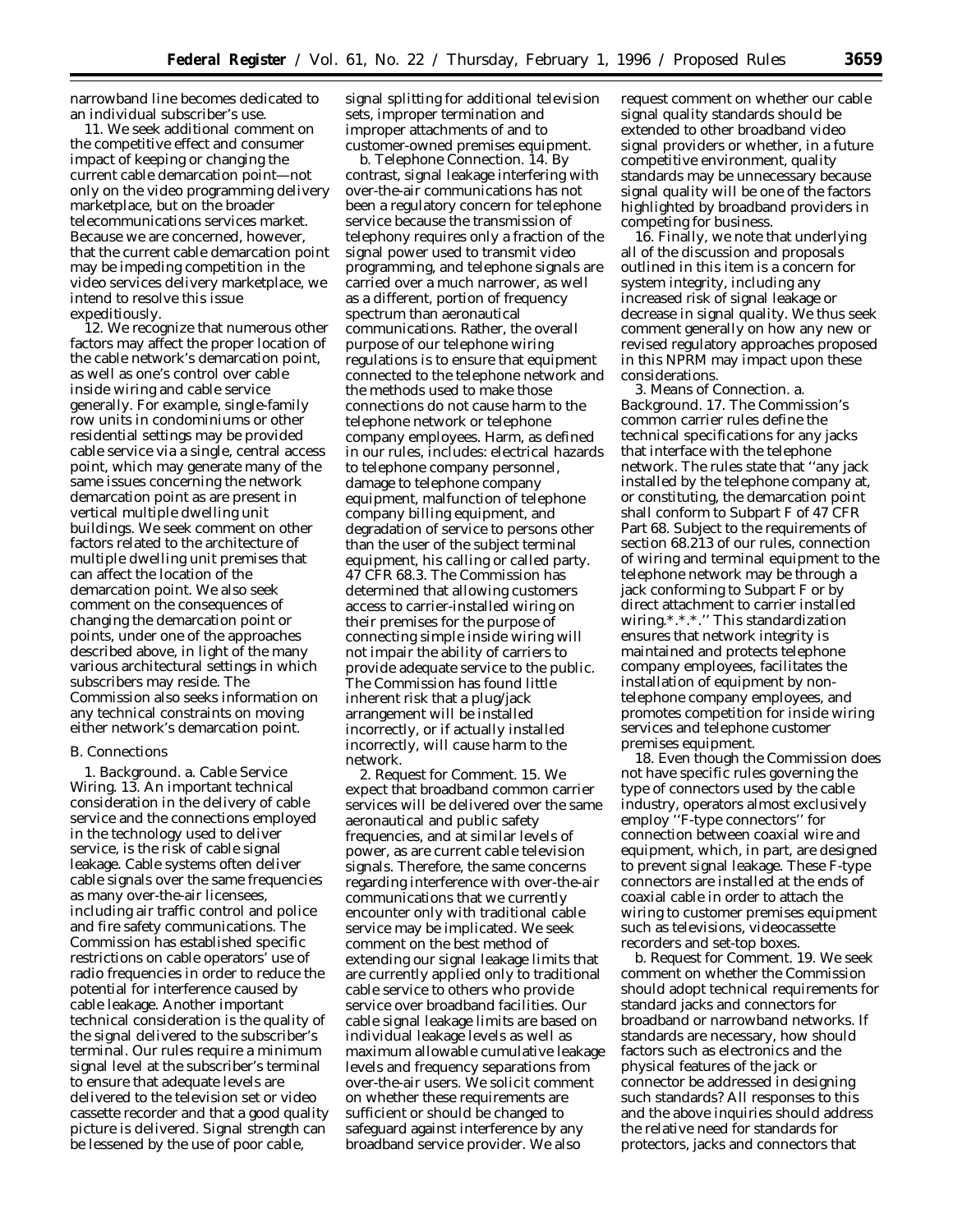narrowband line becomes dedicated to an individual subscriber's use.

11. We seek additional comment on the competitive effect and consumer impact of keeping or changing the current cable demarcation point—not only on the video programming delivery marketplace, but on the broader telecommunications services market. Because we are concerned, however, that the current cable demarcation point may be impeding competition in the video services delivery marketplace, we intend to resolve this issue expeditiously.

12. We recognize that numerous other factors may affect the proper location of the cable network's demarcation point, as well as one's control over cable inside wiring and cable service generally. For example, single-family row units in condominiums or other residential settings may be provided cable service via a single, central access point, which may generate many of the same issues concerning the network demarcation point as are present in vertical multiple dwelling unit buildings. We seek comment on other factors related to the architecture of multiple dwelling unit premises that can affect the location of the demarcation point. We also seek comment on the consequences of changing the demarcation point or points, under one of the approaches described above, in light of the many various architectural settings in which subscribers may reside. The Commission also seeks information on any technical constraints on moving either network's demarcation point.

## B. Connections

1. *Background.* a. *Cable Service Wiring.* 13. An important technical consideration in the delivery of cable service and the connections employed in the technology used to deliver service, is the risk of cable signal leakage. Cable systems often deliver cable signals over the same frequencies as many over-the-air licensees, including air traffic control and police and fire safety communications. The Commission has established specific restrictions on cable operators' use of radio frequencies in order to reduce the potential for interference caused by cable leakage. Another important technical consideration is the quality of the signal delivered to the subscriber's terminal. Our rules require a minimum signal level at the subscriber's terminal to ensure that adequate levels are delivered to the television set or video cassette recorder and that a good quality picture is delivered. Signal strength can be lessened by the use of poor cable, signal splitting for additional television sets, improper termination and improper attachments of and to customer-owned premises equipment.

b. *Telephone Connection.* 14. By contrast, signal leakage interfering with over-the-air communications has not been a regulatory concern for telephone service because the transmission of telephony requires only a fraction of the signal power used to transmit video programming, and telephone signals are carried over a much narrower, as well as a different, portion of frequency spectrum than aeronautical communications. Rather, the overall purpose of our telephone wiring regulations is to ensure that equipment connected to the telephone network and the methods used to make those connections do not cause harm to the telephone network or telephone company employees. Harm, as defined in our rules, includes: electrical hazards to telephone company personnel, damage to telephone company equipment, malfunction of telephone company billing equipment, and degradation of service to persons other than the user of the subject terminal equipment, his calling or called party. 47 CFR 68.3. The Commission has determined that allowing customers access to carrier-installed wiring on their premises for the purpose of connecting simple inside wiring will not impair the ability of carriers to provide adequate service to the public. The Commission has found little inherent risk that a plug/jack arrangement will be installed incorrectly, or if actually installed incorrectly, will cause harm to the network.

2. *Request for Comment.* 15. We expect that broadband common carrier services will be delivered over the same aeronautical and public safety frequencies, and at similar levels of power, as are current cable television signals. Therefore, the same concerns regarding interference with over-the-air communications that we currently encounter only with traditional cable service may be implicated. We seek comment on the best method of extending our signal leakage limits that are currently applied only to traditional cable service to others who provide service over broadband facilities. Our cable signal leakage limits are based on individual leakage levels as well as maximum allowable cumulative leakage levels and frequency separations from over-the-air users. We solicit comment on whether these requirements are sufficient or should be changed to safeguard against interference by any broadband service provider. We also request comment on whether our cable signal quality standards should be extended to other broadband video signal providers or whether, in a future competitive environment, quality standards may be unnecessary because signal quality will be one of the factors highlighted by broadband providers in competing for business.

16. Finally, we note that underlying all of the discussion and proposals outlined in this item is a concern for system integrity, including any increased risk of signal leakage or decrease in signal quality. We thus seek comment generally on how any new or revised regulatory approaches proposed in this NPRM may impact upon these considerations.

3. *Means of Connection.* a. *Background.* 17. The Commission's common carrier rules define the technical specifications for any jacks that interface with the telephone network. The rules state that ''any jack installed by the telephone company at, or constituting, the demarcation point shall conform to Subpart F of 47 CFR Part 68. Subject to the requirements of section 68.213 of our rules, connection of wiring and terminal equipment to the telephone network may be through a jack conforming to Subpart F or by direct attachment to carrier installed wiring.*.*.*.'' This standardization ensures that network integrity is maintained and protects telephone company employees, facilitates the installation of equipment by non-telephone company employees, and promotes competition for inside wiring services and telephone customer premises equipment.

18. Even though the Commission does not have specific rules governing the type of connectors used by the cable industry, operators almost exclusively employ ''F-type connectors'' for connection between coaxial wire and equipment, which, in part, are designed to prevent signal leakage. These F-type connectors are installed at the ends of coaxial cable in order to attach the wiring to customer premises equipment such as televisions, videocassette recorders and set-top boxes.

b. *Request for Comment.* 19. We seek comment on whether the Commission should adopt technical requirements for standard jacks and connectors for broadband or narrowband networks. If standards are necessary, how should factors such as electronics and the physical features of the jack or connector be addressed in designing such standards? All responses to this and the above inquiries should address the relative need for standards for protectors, jacks and connectors that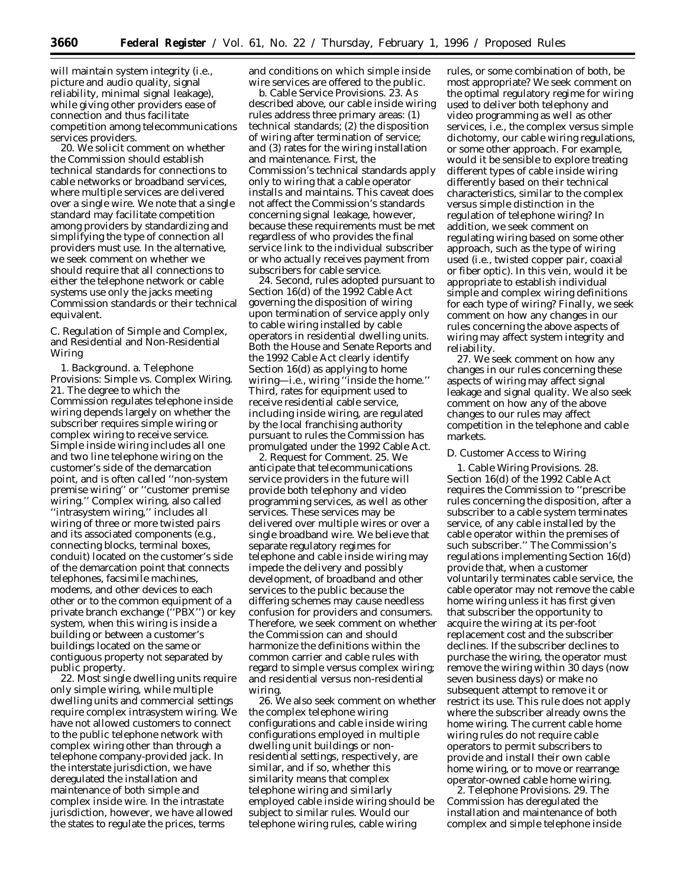will maintain system integrity (i.e., picture and audio quality, signal reliability, minimal signal leakage), while giving other providers ease of connection and thus facilitate competition among telecommunications services providers.

20. We solicit comment on whether the Commission should establish technical standards for connections to cable networks or broadband services, where multiple services are delivered over a single wire. We note that a single standard may facilitate competition among providers by standardizing and simplifying the type of connection all providers must use. In the alternative, we seek comment on whether we should require that all connections to either the telephone network or cable systems use only the jacks meeting Commission standards or their technical equivalent.

C. Regulation of Simple and Complex, and Residential and Non-Residential Wiring

1. Background. a. *Telephone Provisions: Simple vs. Complex Wiring.* 21. The degree to which the Commission regulates telephone inside wiring depends largely on whether the subscriber requires simple wiring or complex wiring to receive service. Simple inside wiring includes all one and two line telephone wiring on the customer's side of the demarcation point, and is often called ''non-system premise wiring'' or ''customer premise wiring.'' Complex wiring, also called ''intrasystem wiring,'' includes all wiring of three or more twisted pairs and its associated components (e.g., connecting blocks, terminal boxes, conduit) located on the customer's side of the demarcation point that connects telephones, facsimile machines, modems, and other devices to each other or to the common equipment of a private branch exchange (''PBX'') or key system, when this wiring is inside a building or between a customer's buildings located on the same or contiguous property not separated by public property.

22. Most single dwelling units require only simple wiring, while multiple dwelling units and commercial settings require complex intrasystem wiring. We have not allowed customers to connect to the public telephone network with complex wiring other than through a telephone company-provided jack. In the interstate jurisdiction, we have deregulated the installation and maintenance of both simple and complex inside wire. In the intrastate jurisdiction, however, we have allowed the states to regulate the prices, terms and conditions on which simple inside wire services are offered to the public.

b. *Cable Service Provisions.* 23. As described above, our cable inside wiring rules address three primary areas: (1) technical standards; (2) the disposition of wiring after termination of service; and (3) rates for the wiring installation and maintenance. First, the Commission's technical standards apply only to wiring that a cable operator installs and maintains. This caveat does not affect the Commission's standards concerning signal leakage, however, because these requirements must be met regardless of who provides the final service link to the individual subscriber or who actually receives payment from subscribers for cable service.

24. Second, rules adopted pursuant to Section 16(d) of the 1992 Cable Act governing the disposition of wiring upon termination of service apply only to cable wiring installed by cable operators in residential dwelling units. Both the House and Senate Reports and the 1992 Cable Act clearly identify Section 16(d) as applying to home wiring—i.e., wiring ''inside the home.'' Third, rates for equipment used to receive residential cable service, including inside wiring, are regulated by the local franchising authority pursuant to rules the Commission has promulgated under the 1992 Cable Act.

2. Request for Comment. 25. We anticipate that telecommunications service providers in the future will provide both telephony and video programming services, as well as other services. These services may be delivered over multiple wires or over a single broadband wire. We believe that separate regulatory regimes for telephone and cable inside wiring may impede the delivery and possibly development, of broadband and other services to the public because the differing schemes may cause needless confusion for providers and consumers. Therefore, we seek comment on whether the Commission can and should harmonize the definitions within the common carrier and cable rules with regard to simple versus complex wiring; and residential versus non-residential wiring.

26. We also seek comment on whether the complex telephone wiring configurations and cable inside wiring configurations employed in multiple dwelling unit buildings or non-residential settings, respectively, are similar, and if so, whether this similarity means that complex telephone wiring and similarly employed cable inside wiring should be subject to similar rules. Would our telephone wiring rules, cable wiring rules, or some combination of both, be most appropriate? We seek comment on the optimal regulatory regime for wiring used to deliver both telephony and video programming as well as other services, i.e., the complex versus simple dichotomy, our cable wiring regulations, or some other approach. For example, would it be sensible to explore treating different types of cable inside wiring differently based on their technical characteristics, similar to the complex versus simple distinction in the regulation of telephone wiring? In addition, we seek comment on regulating wiring based on some other approach, such as the type of wiring used (i.e., twisted copper pair, coaxial or fiber optic). In this vein, would it be appropriate to establish individual simple and complex wiring definitions for each type of wiring? Finally, we seek comment on how any changes in our rules concerning the above aspects of wiring may affect system integrity and reliability.

27. We seek comment on how any changes in our rules concerning these aspects of wiring may affect signal leakage and signal quality. We also seek comment on how any of the above changes to our rules may affect competition in the telephone and cable markets.

D. Customer Access to Wiring

1. *Cable Wiring Provisions.* 28. Section 16(d) of the 1992 Cable Act requires the Commission to ''prescribe rules concerning the disposition, after a subscriber to a cable system terminates service, of any cable installed by the cable operator within the premises of such subscriber.'' The Commission's regulations implementing Section 16(d) provide that, when a customer voluntarily terminates cable service, the cable operator may not remove the cable home wiring unless it has first given that subscriber the opportunity to acquire the wiring at its per-foot replacement cost and the subscriber declines. If the subscriber declines to purchase the wiring, the operator must remove the wiring within 30 days (now seven business days) or make no subsequent attempt to remove it or restrict its use. This rule does not apply where the subscriber already owns the home wiring. The current cable home wiring rules do not require cable operators to permit subscribers to provide and install their own cable home wiring, or to move or rearrange operator-owned cable home wiring.

2. *Telephone Provisions.* 29. The Commission has deregulated the installation and maintenance of both complex and simple telephone inside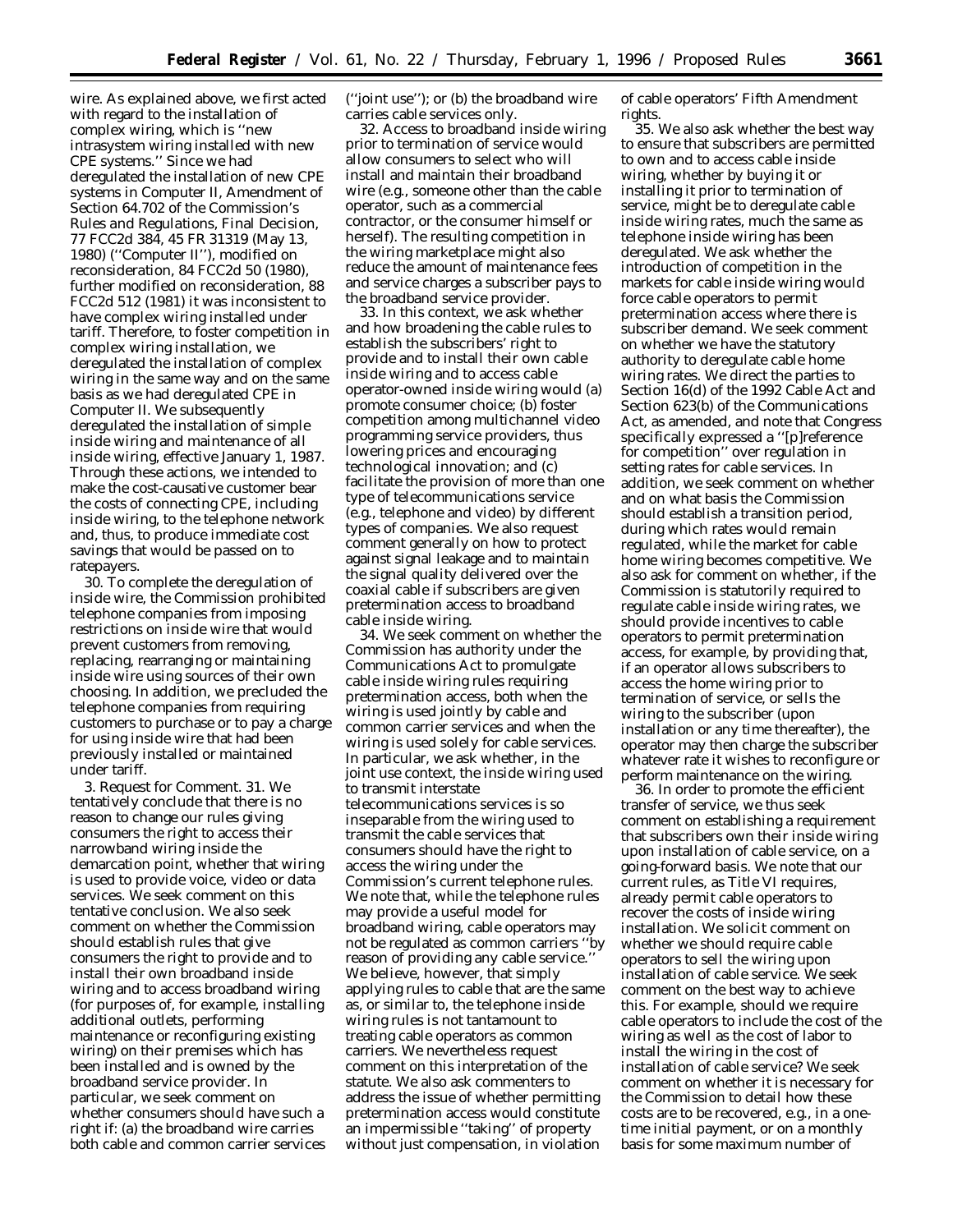wire. As explained above, we first acted with regard to the installation of complex wiring, which is ''new intrasystem wiring installed with new CPE systems.'' Since we had deregulated the installation of new CPE systems in Computer II, Amendment of Section 64.702 of the Commission's Rules and Regulations, Final Decision, 77 FCC2d 384, 45 FR 31319 (May 13, 1980) (''Computer II''), modified on reconsideration, 84 FCC2d 50 (1980), further modified on reconsideration, 88 FCC2d 512 (1981) it was inconsistent to have complex wiring installed under tariff. Therefore, to foster competition in complex wiring installation, we deregulated the installation of complex wiring in the same way and on the same basis as we had deregulated CPE in Computer II. We subsequently deregulated the installation of simple inside wiring and maintenance of all inside wiring, effective January 1, 1987. Through these actions, we intended to make the cost-causative customer bear the costs of connecting CPE, including inside wiring, to the telephone network and, thus, to produce immediate cost savings that would be passed on to ratepayers.

30. To complete the deregulation of inside wire, the Commission prohibited telephone companies from imposing restrictions on inside wire that would prevent customers from removing, replacing, rearranging or maintaining inside wire using sources of their own choosing. In addition, we precluded the telephone companies from requiring customers to purchase or to pay a charge for using inside wire that had been previously installed or maintained under tariff.

3. *Request for Comment.* 31. We tentatively conclude that there is no reason to change our rules giving consumers the right to access their narrowband wiring inside the demarcation point, whether that wiring is used to provide voice, video or data services. We seek comment on this tentative conclusion. We also seek comment on whether the Commission should establish rules that give consumers the right to provide and to install their own broadband inside wiring and to access broadband wiring (for purposes of, for example, installing additional outlets, performing maintenance or reconfiguring existing wiring) on their premises which has been installed and is owned by the broadband service provider. In particular, we seek comment on whether consumers should have such a right if: (a) the broadband wire carries both cable and common carrier services (''joint use''); or (b) the broadband wire carries cable services only.

32. Access to broadband inside wiring prior to termination of service would allow consumers to select who will install and maintain their broadband wire (*e.g.*, someone other than the cable operator, such as a commercial contractor, or the consumer himself or herself). The resulting competition in the wiring marketplace might also reduce the amount of maintenance fees and service charges a subscriber pays to the broadband service provider.

33. In this context, we ask whether and how broadening the cable rules to establish the subscribers' right to provide and to install their own cable inside wiring and to access cable operator-owned inside wiring would (a) promote consumer choice; (b) foster competition among multichannel video programming service providers, thus lowering prices and encouraging technological innovation; and (c) facilitate the provision of more than one type of telecommunications service (*e.g.*, telephone and video) by different types of companies. We also request comment generally on how to protect against signal leakage and to maintain the signal quality delivered over the coaxial cable if subscribers are given pretermination access to broadband cable inside wiring.

34. We seek comment on whether the Commission has authority under the Communications Act to promulgate cable inside wiring rules requiring pretermination access, both when the wiring is used jointly by cable and common carrier services and when the wiring is used solely for cable services. In particular, we ask whether, in the joint use context, the inside wiring used to transmit interstate telecommunications services is so inseparable from the wiring used to transmit the cable services that consumers should have the right to access the wiring under the Commission's current telephone rules. We note that, while the telephone rules may provide a useful model for broadband wiring, cable operators may not be regulated as common carriers ''by reason of providing any cable service.'' We believe, however, that simply applying rules to cable that are the same as, or similar to, the telephone inside wiring rules is not tantamount to treating cable operators as common carriers. We nevertheless request comment on this interpretation of the statute. We also ask commenters to address the issue of whether permitting pretermination access would constitute an impermissible ''taking'' of property without just compensation, in violation of cable operators' Fifth Amendment rights.

35. We also ask whether the best way to ensure that subscribers are permitted to own and to access cable inside wiring, whether by buying it or installing it prior to termination of service, might be to deregulate cable inside wiring rates, much the same as telephone inside wiring has been deregulated. We ask whether the introduction of competition in the markets for cable inside wiring would force cable operators to permit pretermination access where there is subscriber demand. We seek comment on whether we have the statutory authority to deregulate cable home wiring rates. We direct the parties to Section 16(d) of the 1992 Cable Act and Section 623(b) of the Communications Act, as amended, and note that Congress specifically expressed a ''[p]reference for competition'' over regulation in setting rates for cable services. In addition, we seek comment on whether and on what basis the Commission should establish a transition period, during which rates would remain regulated, while the market for cable home wiring becomes competitive. We also ask for comment on whether, if the Commission is statutorily required to regulate cable inside wiring rates, we should provide incentives to cable operators to permit pretermination access, for example, by providing that, if an operator allows subscribers to access the home wiring prior to termination of service, or sells the wiring to the subscriber (upon installation or any time thereafter), the operator may then charge the subscriber whatever rate it wishes to reconfigure or perform maintenance on the wiring.

36. In order to promote the efficient transfer of service, we thus seek comment on establishing a requirement that subscribers own their inside wiring upon installation of cable service, on a going-forward basis. We note that our current rules, as Title VI requires, already permit cable operators to recover the costs of inside wiring installation. We solicit comment on whether we should require cable operators to sell the wiring upon installation of cable service. We seek comment on the best way to achieve this. For example, should we require cable operators to include the cost of the wiring as well as the cost of labor to install the wiring in the cost of installation of cable service? We seek comment on whether it is necessary for the Commission to detail how these costs are to be recovered, *e.g.*, in a one-time initial payment, or on a monthly basis for some maximum number of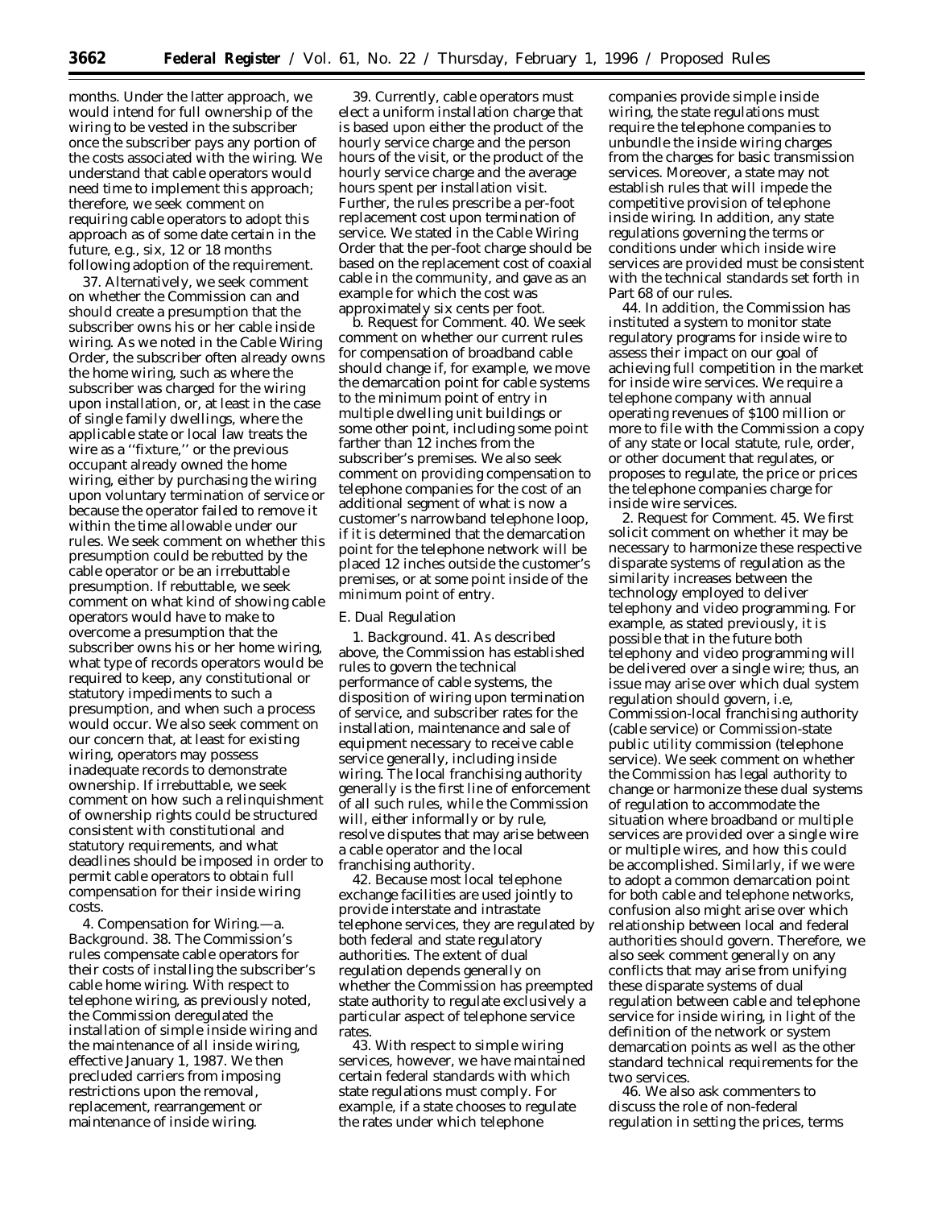months. Under the latter approach, we would intend for full ownership of the wiring to be vested in the subscriber once the subscriber pays any portion of the costs associated with the wiring. We understand that cable operators would need time to implement this approach; therefore, we seek comment on requiring cable operators to adopt this approach as of some date certain in the future, e.g., six, 12 or 18 months following adoption of the requirement.

37. Alternatively, we seek comment on whether the Commission can and should create a presumption that the subscriber owns his or her cable inside wiring. As we noted in the Cable Wiring Order, the subscriber often already owns the home wiring, such as where the subscriber was charged for the wiring upon installation, or, at least in the case of single family dwellings, where the applicable state or local law treats the wire as a ''fixture,'' or the previous occupant already owned the home wiring, either by purchasing the wiring upon voluntary termination of service or because the operator failed to remove it within the time allowable under our rules. We seek comment on whether this presumption could be rebutted by the cable operator or be an irrebuttable presumption. If rebuttable, we seek comment on what kind of showing cable operators would have to make to overcome a presumption that the subscriber owns his or her home wiring, what type of records operators would be required to keep, any constitutional or statutory impediments to such a presumption, and when such a process would occur. We also seek comment on our concern that, at least for existing wiring, operators may possess inadequate records to demonstrate ownership. If irrebuttable, we seek comment on how such a relinquishment of ownership rights could be structured consistent with constitutional and statutory requirements, and what deadlines should be imposed in order to permit cable operators to obtain full compensation for their inside wiring costs.

4. *Compensation for Wiring.*—a. *Background.* 38. The Commission's rules compensate cable operators for their costs of installing the subscriber's cable home wiring. With respect to telephone wiring, as previously noted, the Commission deregulated the installation of simple inside wiring and the maintenance of all inside wiring, effective January 1, 1987. We then precluded carriers from imposing restrictions upon the removal, replacement, rearrangement or maintenance of inside wiring.

39. Currently, cable operators must elect a uniform installation charge that is based upon either the product of the hourly service charge and the person hours of the visit, or the product of the hourly service charge and the average hours spent per installation visit. Further, the rules prescribe a per-foot replacement cost upon termination of service. We stated in the Cable Wiring Order that the per-foot charge should be based on the replacement cost of coaxial cable in the community, and gave as an example for which the cost was approximately six cents per foot.

b. *Request for Comment.* 40. We seek comment on whether our current rules for compensation of broadband cable should change if, for example, we move the demarcation point for cable systems to the minimum point of entry in multiple dwelling unit buildings or some other point, including some point farther than 12 inches from the subscriber's premises. We also seek comment on providing compensation to telephone companies for the cost of an additional segment of what is now a customer's narrowband telephone loop, if it is determined that the demarcation point for the telephone network will be placed 12 inches outside the customer's premises, or at some point inside of the minimum point of entry.

*E. Dual Regulation*

1. *Background.* 41. As described above, the Commission has established rules to govern the technical performance of cable systems, the disposition of wiring upon termination of service, and subscriber rates for the installation, maintenance and sale of equipment necessary to receive cable service generally, including inside wiring. The local franchising authority generally is the first line of enforcement of all such rules, while the Commission will, either informally or by rule, resolve disputes that may arise between a cable operator and the local franchising authority.

42. Because most local telephone exchange facilities are used jointly to provide interstate and intrastate telephone services, they are regulated by both federal and state regulatory authorities. The extent of dual regulation depends generally on whether the Commission has preempted state authority to regulate exclusively a particular aspect of telephone service rates.

43. With respect to simple wiring services, however, we have maintained certain federal standards with which state regulations must comply. For example, if a state chooses to regulate the rates under which telephone companies provide simple inside wiring, the state regulations must require the telephone companies to unbundle the inside wiring charges from the charges for basic transmission services. Moreover, a state may not establish rules that will impede the competitive provision of telephone inside wiring. In addition, any state regulations governing the terms or conditions under which inside wire services are provided must be consistent with the technical standards set forth in Part 68 of our rules.

44. In addition, the Commission has instituted a system to monitor state regulatory programs for inside wire to assess their impact on our goal of achieving full competition in the market for inside wire services. We require a telephone company with annual operating revenues of $100 million or more to file with the Commission a copy of any state or local statute, rule, order, or other document that regulates, or proposes to regulate, the price or prices the telephone companies charge for inside wire services.

2. *Request for Comment.* 45. We first solicit comment on whether it may be necessary to harmonize these respective disparate systems of regulation as the similarity increases between the technology employed to deliver telephony and video programming. For example, as stated previously, it is possible that in the future both telephony and video programming will be delivered over a single wire; thus, an issue may arise over which dual system regulation should govern, i.e, Commission-local franchising authority (cable service) or Commission-state public utility commission (telephone service). We seek comment on whether the Commission has legal authority to change or harmonize these dual systems of regulation to accommodate the situation where broadband or multiple services are provided over a single wire or multiple wires, and how this could be accomplished. Similarly, if we were to adopt a common demarcation point for both cable and telephone networks, confusion also might arise over which relationship between local and federal authorities should govern. Therefore, we also seek comment generally on any conflicts that may arise from unifying these disparate systems of dual regulation between cable and telephone service for inside wiring, in light of the definition of the network or system demarcation points as well as the other standard technical requirements for the two services.

46. We also ask commenters to discuss the role of non-federal regulation in setting the prices, terms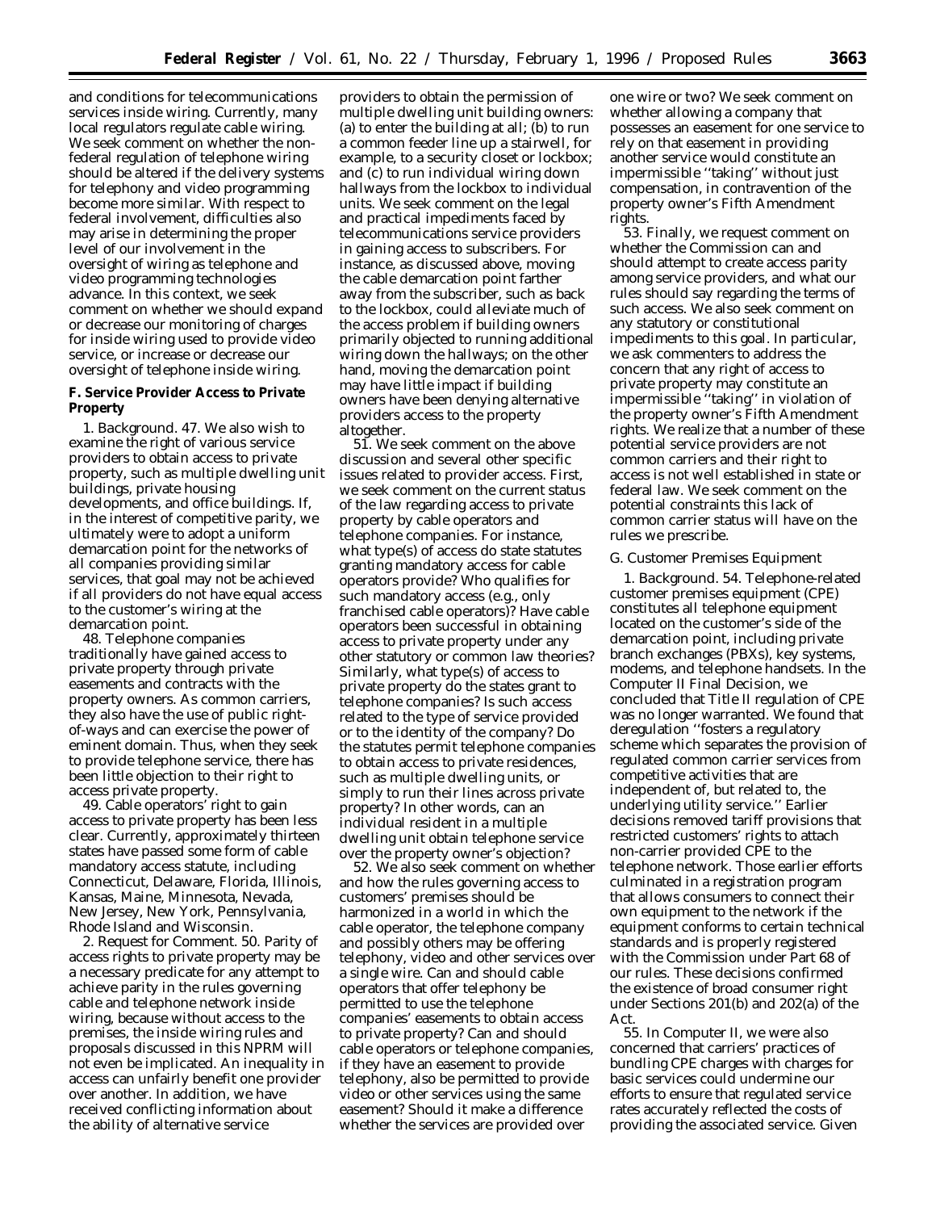and conditions for telecommunications services inside wiring. Currently, many local regulators regulate cable wiring. We seek comment on whether the non-federal regulation of telephone wiring should be altered if the delivery systems for telephony and video programming become more similar. With respect to federal involvement, difficulties also may arise in determining the proper level of our involvement in the oversight of wiring as telephone and video programming technologies advance. In this context, we seek comment on whether we should expand or decrease our monitoring of charges for inside wiring used to provide video service, or increase or decrease our oversight of telephone inside wiring.

**F. Service Provider Access to Private Property**

1. *Background.* 47. We also wish to examine the right of various service providers to obtain access to private property, such as multiple dwelling unit buildings, private housing developments, and office buildings. If, in the interest of competitive parity, we ultimately were to adopt a uniform demarcation point for the networks of all companies providing similar services, that goal may not be achieved if all providers do not have equal access to the customer's wiring at the demarcation point.

48. Telephone companies traditionally have gained access to private property through private easements and contracts with the property owners. As common carriers, they also have the use of public right-of-ways and can exercise the power of eminent domain. Thus, when they seek to provide telephone service, there has been little objection to their right to access private property.

49. Cable operators' right to gain access to private property has been less clear. Currently, approximately thirteen states have passed some form of cable mandatory access statute, including Connecticut, Delaware, Florida, Illinois, Kansas, Maine, Minnesota, Nevada, New Jersey, New York, Pennsylvania, Rhode Island and Wisconsin.

2. *Request for Comment.* 50. Parity of access rights to private property may be a necessary predicate for any attempt to achieve parity in the rules governing cable and telephone network inside wiring, because without access to the premises, the inside wiring rules and proposals discussed in this NPRM will not even be implicated. An inequality in access can unfairly benefit one provider over another. In addition, we have received conflicting information about the ability of alternative service providers to obtain the permission of multiple dwelling unit building owners: (a) to enter the building at all; (b) to run a common feeder line up a stairwell, for example, to a security closet or lockbox; and (c) to run individual wiring down hallways from the lockbox to individual units. We seek comment on the legal and practical impediments faced by telecommunications service providers in gaining access to subscribers. For instance, as discussed above, moving the cable demarcation point farther away from the subscriber, such as back to the lockbox, could alleviate much of the access problem if building owners primarily objected to running additional wiring down the hallways; on the other hand, moving the demarcation point may have little impact if building owners have been denying alternative providers access to the property altogether.

51. We seek comment on the above discussion and several other specific issues related to provider access. First, we seek comment on the current status of the law regarding access to private property by cable operators and telephone companies. For instance, what type(s) of access do state statutes granting mandatory access for cable operators provide? Who qualifies for such mandatory access (e.g., only franchised cable operators)? Have cable operators been successful in obtaining access to private property under any other statutory or common law theories? Similarly, what type(s) of access to private property do the states grant to telephone companies? Is such access related to the type of service provided or to the identity of the company? Do the statutes permit telephone companies to obtain access to private residences, such as multiple dwelling units, or simply to run their lines across private property? In other words, can an individual resident in a multiple dwelling unit obtain telephone service over the property owner's objection?

52. We also seek comment on whether and how the rules governing access to customers' premises should be harmonized in a world in which the cable operator, the telephone company and possibly others may be offering telephony, video and other services over a single wire. Can and should cable operators that offer telephony be permitted to use the telephone companies' easements to obtain access to private property? Can and should cable operators or telephone companies, if they have an easement to provide telephony, also be permitted to provide video or other services using the same easement? Should it make a difference whether the services are provided over one wire or two? We seek comment on whether allowing a company that possesses an easement for one service to rely on that easement in providing another service would constitute an impermissible ''taking'' without just compensation, in contravention of the property owner's Fifth Amendment rights.

53. Finally, we request comment on whether the Commission can and should attempt to create access parity among service providers, and what our rules should say regarding the terms of such access. We also seek comment on any statutory or constitutional impediments to this goal. In particular, we ask commenters to address the concern that any right of access to private property may constitute an impermissible ''taking'' in violation of the property owner's Fifth Amendment rights. We realize that a number of these potential service providers are not common carriers and their right to access is not well established in state or federal law. We seek comment on the potential constraints this lack of common carrier status will have on the rules we prescribe.

G. Customer Premises Equipment

1. *Background.* 54. Telephone-related customer premises equipment (CPE) constitutes all telephone equipment located on the customer's side of the demarcation point, including private branch exchanges (PBXs), key systems, modems, and telephone handsets. In the Computer II Final Decision, we concluded that Title II regulation of CPE was no longer warranted. We found that deregulation ''fosters a regulatory scheme which separates the provision of regulated common carrier services from competitive activities that are independent of, but related to, the underlying utility service.'' Earlier decisions removed tariff provisions that restricted customers' rights to attach non-carrier provided CPE to the telephone network. Those earlier efforts culminated in a registration program that allows consumers to connect their own equipment to the network if the equipment conforms to certain technical standards and is properly registered with the Commission under Part 68 of our rules. These decisions confirmed the existence of broad consumer right under Sections 201(b) and 202(a) of the Act.

55. In Computer II, we were also concerned that carriers' practices of bundling CPE charges with charges for basic services could undermine our efforts to ensure that regulated service rates accurately reflected the costs of providing the associated service. Given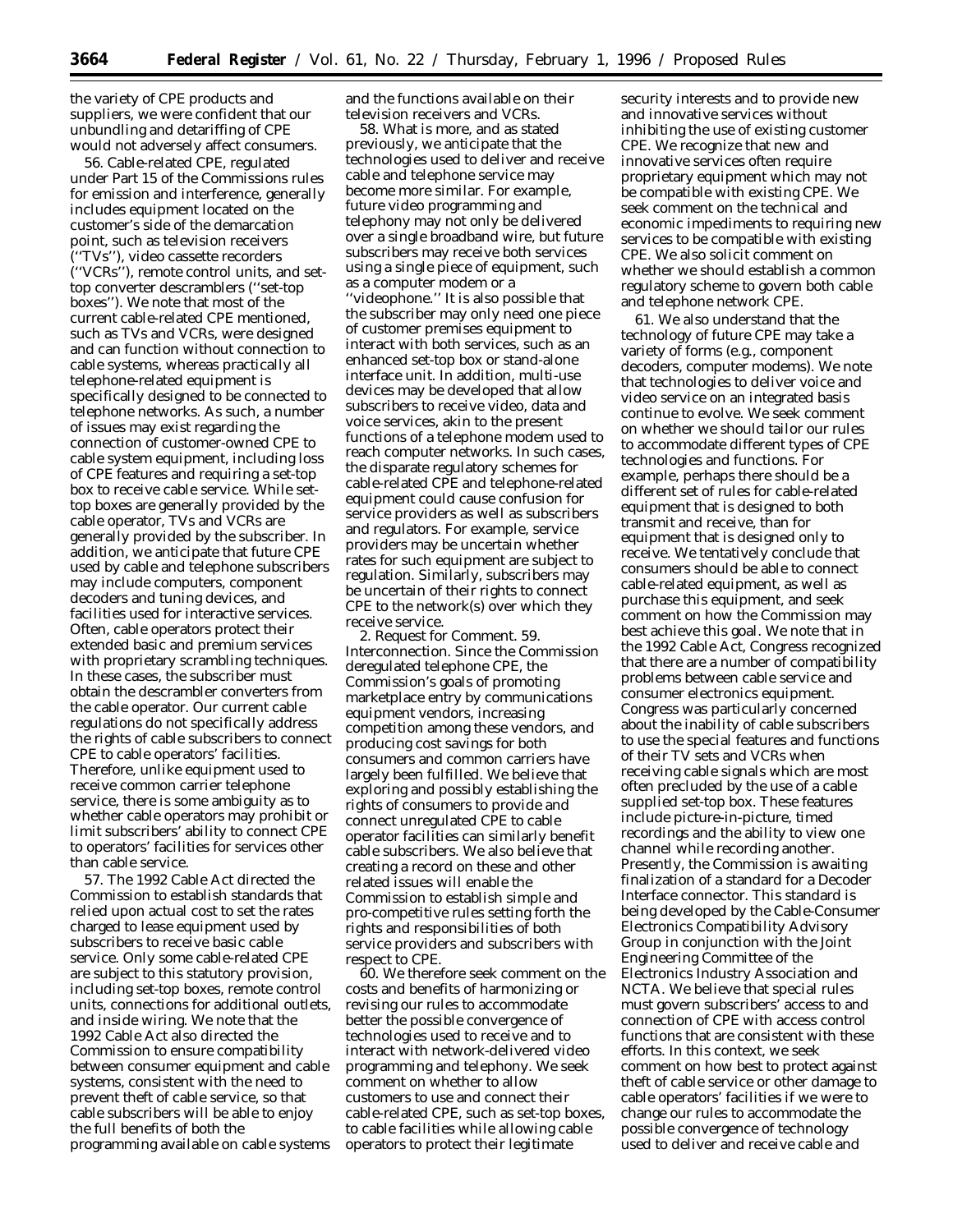the variety of CPE products and suppliers, we were confident that our unbundling and detariffing of CPE would not adversely affect consumers.

56. Cable-related CPE, regulated under Part 15 of the Commissions rules for emission and interference, generally includes equipment located on the customer's side of the demarcation point, such as television receivers (''TVs''), video cassette recorders (''VCRs''), remote control units, and set-top converter descramblers (''set-top boxes''). We note that most of the current cable-related CPE mentioned, such as TVs and VCRs, were designed and can function without connection to cable systems, whereas practically all telephone-related equipment is specifically designed to be connected to telephone networks. As such, a number of issues may exist regarding the connection of customer-owned CPE to cable system equipment, including loss of CPE features and requiring a set-top box to receive cable service. While set-top boxes are generally provided by the cable operator, TVs and VCRs are generally provided by the subscriber. In addition, we anticipate that future CPE used by cable and telephone subscribers may include computers, component decoders and tuning devices, and facilities used for interactive services. Often, cable operators protect their extended basic and premium services with proprietary scrambling techniques. In these cases, the subscriber must obtain the descrambler converters from the cable operator. Our current cable regulations do not specifically address the rights of cable subscribers to connect CPE to cable operators' facilities. Therefore, unlike equipment used to receive common carrier telephone service, there is some ambiguity as to whether cable operators may prohibit or limit subscribers' ability to connect CPE to operators' facilities for services other than cable service.

57. The 1992 Cable Act directed the Commission to establish standards that relied upon actual cost to set the rates charged to lease equipment used by subscribers to receive basic cable service. Only some cable-related CPE are subject to this statutory provision, including set-top boxes, remote control units, connections for additional outlets, and inside wiring. We note that the 1992 Cable Act also directed the Commission to ensure compatibility between consumer equipment and cable systems, consistent with the need to prevent theft of cable service, so that cable subscribers will be able to enjoy the full benefits of both the programming available on cable systems and the functions available on their television receivers and VCRs.

58. What is more, and as stated previously, we anticipate that the technologies used to deliver and receive cable and telephone service may become more similar. For example, future video programming and telephony may not only be delivered over a single broadband wire, but future subscribers may receive both services using a single piece of equipment, such as a computer modem or a ''videophone.'' It is also possible that the subscriber may only need one piece of customer premises equipment to interact with both services, such as an enhanced set-top box or stand-alone interface unit. In addition, multi-use devices may be developed that allow subscribers to receive video, data and voice services, akin to the present functions of a telephone modem used to reach computer networks. In such cases, the disparate regulatory schemes for cable-related CPE and telephone-related equipment could cause confusion for service providers as well as subscribers and regulators. For example, service providers may be uncertain whether rates for such equipment are subject to regulation. Similarly, subscribers may be uncertain of their rights to connect CPE to the network(s) over which they receive service.

2. *Request for Comment*. 59. *Interconnection*. Since the Commission deregulated telephone CPE, the Commission's goals of promoting marketplace entry by communications equipment vendors, increasing competition among these vendors, and producing cost savings for both consumers and common carriers have largely been fulfilled. We believe that exploring and possibly establishing the rights of consumers to provide and connect unregulated CPE to cable operator facilities can similarly benefit cable subscribers. We also believe that creating a record on these and other related issues will enable the Commission to establish simple and pro-competitive rules setting forth the rights and responsibilities of both service providers and subscribers with respect to CPE.

60. We therefore seek comment on the costs and benefits of harmonizing or revising our rules to accommodate better the possible convergence of technologies used to receive and to interact with network-delivered video programming and telephony. We seek comment on whether to allow customers to use and connect their cable-related CPE, such as set-top boxes, to cable facilities while allowing cable operators to protect their legitimate security interests and to provide new and innovative services without inhibiting the use of existing customer CPE. We recognize that new and innovative services often require proprietary equipment which may not be compatible with existing CPE. We seek comment on the technical and economic impediments to requiring new services to be compatible with existing CPE. We also solicit comment on whether we should establish a common regulatory scheme to govern both cable and telephone network CPE.

61. We also understand that the technology of future CPE may take a variety of forms (*e.g.*, component decoders, computer modems). We note that technologies to deliver voice and video service on an integrated basis continue to evolve. We seek comment on whether we should tailor our rules to accommodate different types of CPE technologies and functions. For example, perhaps there should be a different set of rules for cable-related equipment that is designed to both transmit and receive, than for equipment that is designed only to receive. We tentatively conclude that consumers should be able to connect cable-related equipment, as well as purchase this equipment, and seek comment on how the Commission may best achieve this goal. We note that in the 1992 Cable Act, Congress recognized that there are a number of compatibility problems between cable service and consumer electronics equipment. Congress was particularly concerned about the inability of cable subscribers to use the special features and functions of their TV sets and VCRs when receiving cable signals which are most often precluded by the use of a cable supplied set-top box. These features include picture-in-picture, timed recordings and the ability to view one channel while recording another. Presently, the Commission is awaiting finalization of a standard for a Decoder Interface connector. This standard is being developed by the Cable-Consumer Electronics Compatibility Advisory Group in conjunction with the Joint Engineering Committee of the Electronics Industry Association and NCTA. We believe that special rules must govern subscribers' access to and connection of CPE with access control functions that are consistent with these efforts. In this context, we seek comment on how best to protect against theft of cable service or other damage to cable operators' facilities if we were to change our rules to accommodate the possible convergence of technology used to deliver and receive cable and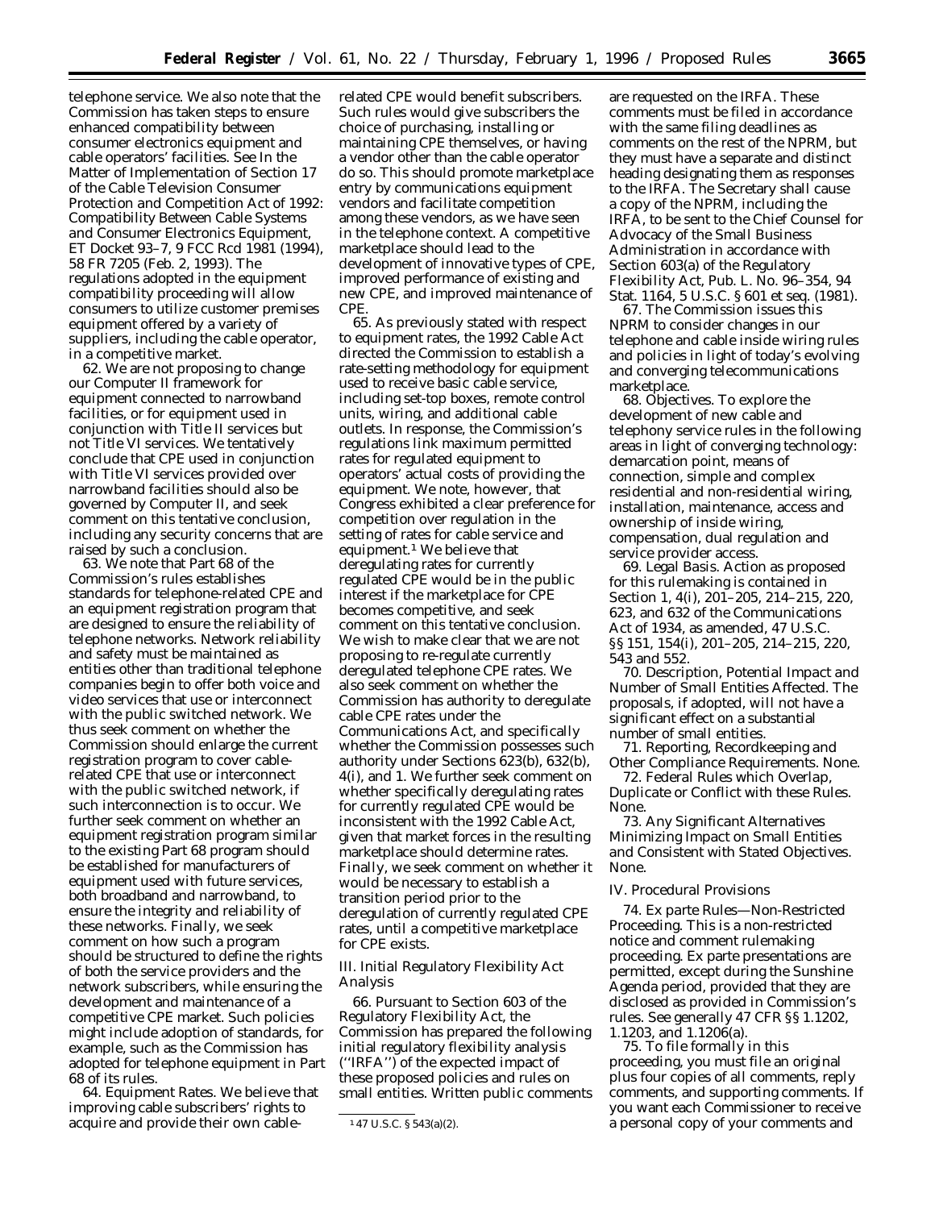telephone service. We also note that the Commission has taken steps to ensure enhanced compatibility between consumer electronics equipment and cable operators' facilities. See In the Matter of Implementation of Section 17 of the Cable Television Consumer Protection and Competition Act of 1992: Compatibility Between Cable Systems and Consumer Electronics Equipment, ET Docket 93–7, 9 FCC Rcd 1981 (1994), 58 FR 7205 (Feb. 2, 1993). The regulations adopted in the equipment compatibility proceeding will allow consumers to utilize customer premises equipment offered by a variety of suppliers, including the cable operator, in a competitive market.

62. We are not proposing to change our Computer II framework for equipment connected to narrowband facilities, or for equipment used in conjunction with Title II services but not Title VI services. We tentatively conclude that CPE used in conjunction with Title VI services provided over narrowband facilities should also be governed by Computer II, and seek comment on this tentative conclusion, including any security concerns that are raised by such a conclusion.

63. We note that Part 68 of the Commission's rules establishes standards for telephone-related CPE and an equipment registration program that are designed to ensure the reliability of telephone networks. Network reliability and safety must be maintained as entities other than traditional telephone companies begin to offer both voice and video services that use or interconnect with the public switched network. We thus seek comment on whether the Commission should enlarge the current registration program to cover cable-related CPE that use or interconnect with the public switched network, if such interconnection is to occur. We further seek comment on whether an equipment registration program similar to the existing Part 68 program should be established for manufacturers of equipment used with future services, both broadband and narrowband, to ensure the integrity and reliability of these networks. Finally, we seek comment on how such a program should be structured to define the rights of both the service providers and the network subscribers, while ensuring the development and maintenance of a competitive CPE market. Such policies might include adoption of standards, for example, such as the Commission has adopted for telephone equipment in Part 68 of its rules.

64. *Equipment Rates.* We believe that improving cable subscribers' rights to acquire and provide their own cable-related CPE would benefit subscribers. Such rules would give subscribers the choice of purchasing, installing or maintaining CPE themselves, or having a vendor other than the cable operator do so. This should promote marketplace entry by communications equipment vendors and facilitate competition among these vendors, as we have seen in the telephone context. A competitive marketplace should lead to the development of innovative types of CPE, improved performance of existing and new CPE, and improved maintenance of CPE.

65. As previously stated with respect to equipment rates, the 1992 Cable Act directed the Commission to establish a rate-setting methodology for equipment used to receive basic cable service, including set-top boxes, remote control units, wiring, and additional cable outlets. In response, the Commission's regulations link maximum permitted rates for regulated equipment to operators' actual costs of providing the equipment. We note, however, that Congress exhibited a clear preference for competition over regulation in the setting of rates for cable service and equipment.[1] We believe that deregulating rates for currently regulated CPE would be in the public interest if the marketplace for CPE becomes competitive, and seek comment on this tentative conclusion. We wish to make clear that we are not proposing to re-regulate currently deregulated telephone CPE rates. We also seek comment on whether the Commission has authority to deregulate cable CPE rates under the Communications Act, and specifically whether the Commission possesses such authority under Sections 623(b), 632(b), 4(i), and 1. We further seek comment on whether specifically deregulating rates for currently regulated CPE would be inconsistent with the 1992 Cable Act, given that market forces in the resulting marketplace should determine rates. Finally, we seek comment on whether it would be necessary to establish a transition period prior to the deregulation of currently regulated CPE rates, until a competitive marketplace for CPE exists.

## III. Initial Regulatory Flexibility Act Analysis

66. Pursuant to Section 603 of the Regulatory Flexibility Act, the Commission has prepared the following initial regulatory flexibility analysis ("IRFA") of the expected impact of these proposed policies and rules on small entities. Written public comments are requested on the IRFA. These comments must be filed in accordance with the same filing deadlines as comments on the rest of the NPRM, but they must have a separate and distinct heading designating them as responses to the IRFA. The Secretary shall cause a copy of the NPRM, including the IRFA, to be sent to the Chief Counsel for Advocacy of the Small Business Administration in accordance with Section 603(a) of the Regulatory Flexibility Act, Pub. L. No. 96–354, 94 Stat. 1164, 5 U.S.C. § 601 et seq. (1981).

67. The Commission issues this NPRM to consider changes in our telephone and cable inside wiring rules and policies in light of today's evolving and converging telecommunications marketplace.

68. *Objectives.* To explore the development of new cable and telephony service rules in the following areas in light of converging technology: demarcation point, means of connection, simple and complex residential and non-residential wiring, installation, maintenance, access and ownership of inside wiring, compensation, dual regulation and service provider access.

69. *Legal Basis.* Action as proposed for this rulemaking is contained in Section 1, 4(i), 201–205, 214–215, 220, 623, and 632 of the Communications Act of 1934, as amended, 47 U.S.C. §§ 151, 154(i), 201–205, 214–215, 220, 543 and 552.

70. *Description, Potential Impact and Number of Small Entities Affected.* The proposals, if adopted, will not have a significant effect on a substantial number of small entities.

71. *Reporting, Recordkeeping and Other Compliance Requirements.* None.

72. *Federal Rules which Overlap, Duplicate or Conflict with these Rules.* None.

73. *Any Significant Alternatives Minimizing Impact on Small Entities and Consistent with Stated Objectives.* None.

## IV. Procedural Provisions

74. *Ex parte Rules—Non-Restricted Proceeding.* This is a non-restricted notice and comment rulemaking proceeding. Ex parte presentations are permitted, except during the Sunshine Agenda period, provided that they are disclosed as provided in Commission's rules. See generally 47 CFR §§ 1.1202, 1.1203, and 1.1206(a).

75. To file formally in this proceeding, you must file an original plus four copies of all comments, reply comments, and supporting comments. If you want each Commissioner to receive a personal copy of your comments and

[1] 47 U.S.C. § 543(a)(2).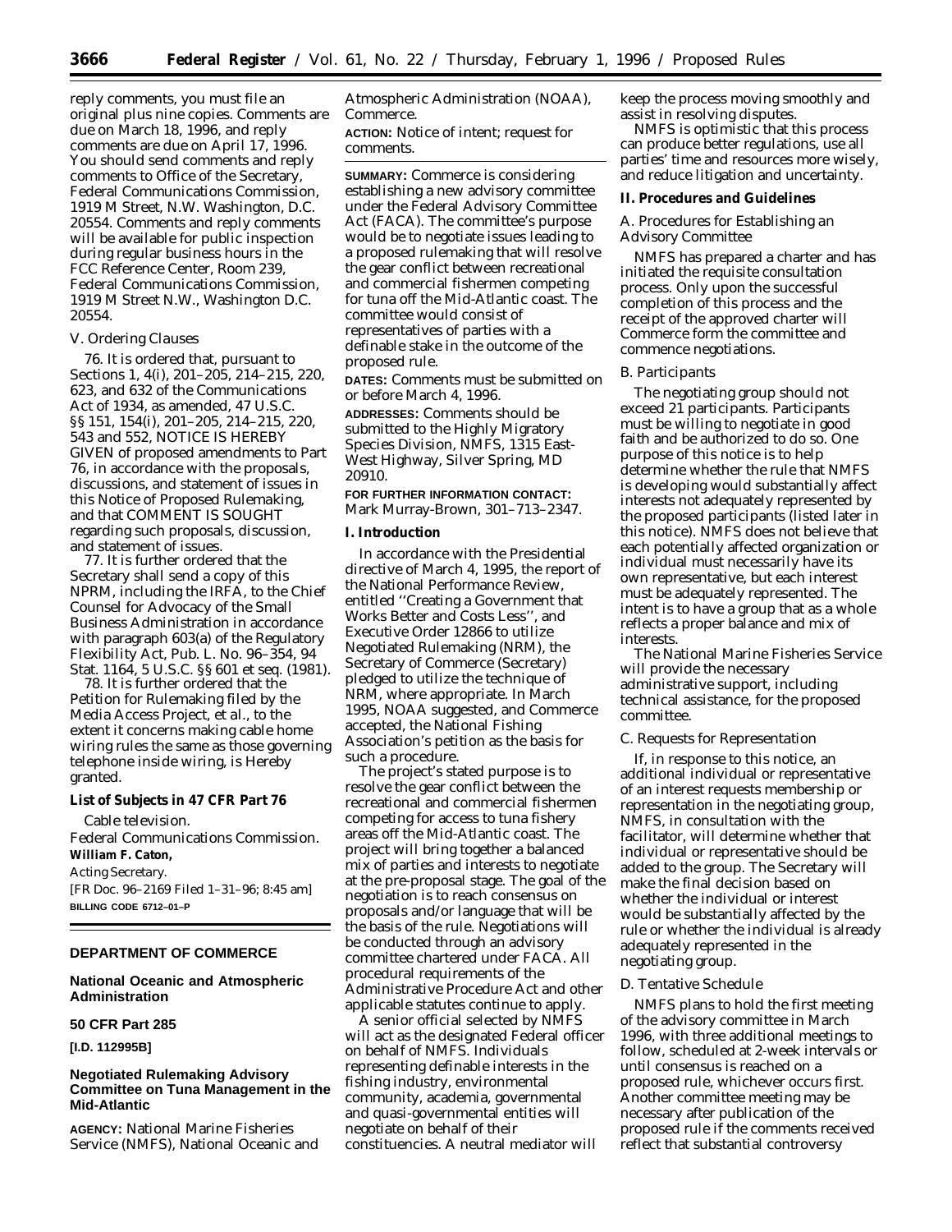reply comments, you must file an original plus nine copies. Comments are due on March 18, 1996, and reply comments are due on April 17, 1996. You should send comments and reply comments to Office of the Secretary, Federal Communications Commission, 1919 M Street, N.W. Washington, D.C. 20554. Comments and reply comments will be available for public inspection during regular business hours in the FCC Reference Center, Room 239, Federal Communications Commission, 1919 M Street N.W., Washington D.C. 20554.

### V. Ordering Clauses

76. It is ordered that, pursuant to Sections 1, 4(i), 201–205, 214–215, 220, 623, and 632 of the Communications Act of 1934, as amended, 47 U.S.C. §§ 151, 154(i), 201–205, 214–215, 220, 543 and 552, NOTICE IS HEREBY GIVEN of proposed amendments to Part 76, in accordance with the proposals, discussions, and statement of issues in this Notice of Proposed Rulemaking, and that COMMENT IS SOUGHT regarding such proposals, discussion, and statement of issues.

77. It is further ordered that the Secretary shall send a copy of this NPRM, including the IRFA, to the Chief Counsel for Advocacy of the Small Business Administration in accordance with paragraph 603(a) of the Regulatory Flexibility Act, Pub. L. No. 96–354, 94 Stat. 1164, 5 U.S.C. §§ 601 et seq. (1981).

78. It is further ordered that the Petition for Rulemaking filed by the Media Access Project, et al., to the extent it concerns making cable home wiring rules the same as those governing telephone inside wiring, is Hereby granted.

**List of Subjects in 47 CFR Part 76**

Cable television.

Federal Communications Commission.

**William F. Caton,**

*Acting Secretary.*

[FR Doc. 96–2169 Filed 1–31–96; 8:45 am]

**BILLING CODE 6712–01–P**

## DEPARTMENT OF COMMERCE

### National Oceanic and Atmospheric Administration

### 50 CFR Part 285

**[I.D. 112995B]**

### Negotiated Rulemaking Advisory Committee on Tuna Management in the Mid-Atlantic

**AGENCY:** National Marine Fisheries Service (NMFS), National Oceanic and Atmospheric Administration (NOAA), Commerce.

**ACTION:** Notice of intent; request for comments.

**SUMMARY:** Commerce is considering establishing a new advisory committee under the Federal Advisory Committee Act (FACA). The committee's purpose would be to negotiate issues leading to a proposed rulemaking that will resolve the gear conflict between recreational and commercial fishermen competing for tuna off the Mid-Atlantic coast. The committee would consist of representatives of parties with a definable stake in the outcome of the proposed rule.

**DATES:** Comments must be submitted on or before March 4, 1996.

**ADDRESSES:** Comments should be submitted to the Highly Migratory Species Division, NMFS, 1315 East-West Highway, Silver Spring, MD 20910.

**FOR FURTHER INFORMATION CONTACT:** Mark Murray-Brown, 301–713–2347.

**I. Introduction**

In accordance with the Presidential directive of March 4, 1995, the report of the National Performance Review, entitled ''Creating a Government that Works Better and Costs Less'', and Executive Order 12866 to utilize Negotiated Rulemaking (NRM), the Secretary of Commerce (Secretary) pledged to utilize the technique of NRM, where appropriate. In March 1995, NOAA suggested, and Commerce accepted, the National Fishing Association's petition as the basis for such a procedure.

The project's stated purpose is to resolve the gear conflict between the recreational and commercial fishermen competing for access to tuna fishery areas off the Mid-Atlantic coast. The project will bring together a balanced mix of parties and interests to negotiate at the pre-proposal stage. The goal of the negotiation is to reach consensus on proposals and/or language that will be the basis of the rule. Negotiations will be conducted through an advisory committee chartered under FACA. All procedural requirements of the Administrative Procedure Act and other applicable statutes continue to apply.

A senior official selected by NMFS will act as the designated Federal officer on behalf of NMFS. Individuals representing definable interests in the fishing industry, environmental community, academia, governmental and quasi-governmental entities will negotiate on behalf of their constituencies. A neutral mediator will keep the process moving smoothly and assist in resolving disputes.

NMFS is optimistic that this process can produce better regulations, use all parties' time and resources more wisely, and reduce litigation and uncertainty.

**II. Procedures and Guidelines**

*A. Procedures for Establishing an Advisory Committee*

NMFS has prepared a charter and has initiated the requisite consultation process. Only upon the successful completion of this process and the receipt of the approved charter will Commerce form the committee and commence negotiations.

*B. Participants*

The negotiating group should not exceed 21 participants. Participants must be willing to negotiate in good faith and be authorized to do so. One purpose of this notice is to help determine whether the rule that NMFS is developing would substantially affect interests not adequately represented by the proposed participants (listed later in this notice). NMFS does not believe that each potentially affected organization or individual must necessarily have its own representative, but each interest must be adequately represented. The intent is to have a group that as a whole reflects a proper balance and mix of interests.

The National Marine Fisheries Service will provide the necessary administrative support, including technical assistance, for the proposed committee.

*C. Requests for Representation*

If, in response to this notice, an additional individual or representative of an interest requests membership or representation in the negotiating group, NMFS, in consultation with the facilitator, will determine whether that individual or representative should be added to the group. The Secretary will make the final decision based on whether the individual or interest would be substantially affected by the rule or whether the individual is already adequately represented in the negotiating group.

*D. Tentative Schedule*

NMFS plans to hold the first meeting of the advisory committee in March 1996, with three additional meetings to follow, scheduled at 2-week intervals or until consensus is reached on a proposed rule, whichever occurs first. Another committee meeting may be necessary after publication of the proposed rule if the comments received reflect that substantial controversy